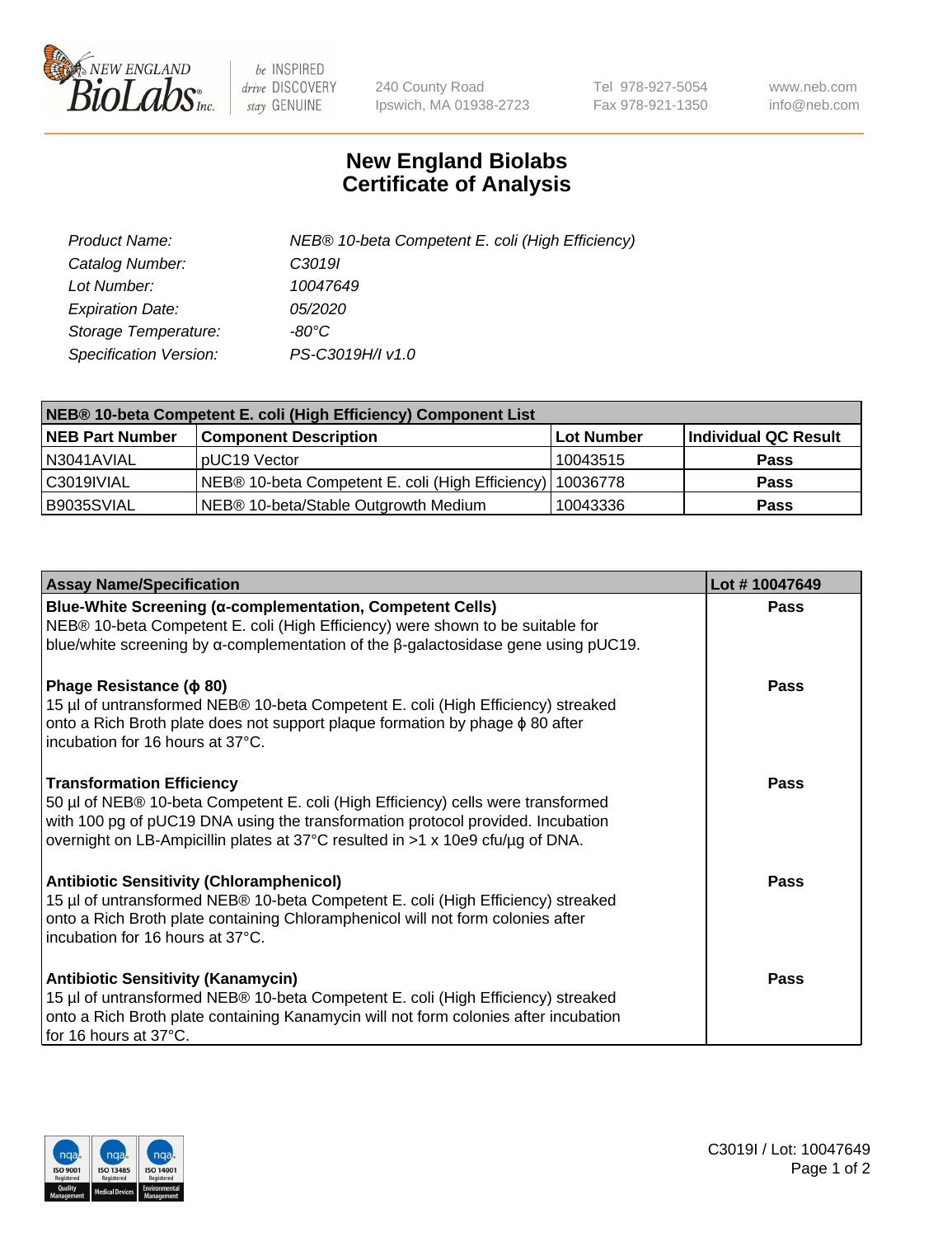# New England Biolabs Certificate of Analysis

| | |
|---|---|
| *Product Name:* | *NEB® 10-beta Competent E. coli (High Efficiency)* |
| *Catalog Number:* | *C3019I* |
| *Lot Number:* | *10047649* |
| *Expiration Date:* | *05/2020* |
| *Storage Temperature:* | *-80°C* |
| *Specification Version:* | *PS-C3019H/I v1.0* |

| NEB® 10-beta Competent E. coli (High Efficiency) Component List | | | |
|---|---|---|---|
| **NEB Part Number** | **Component Description** | **Lot Number** | **Individual QC Result** |
| N3041AVIAL | pUC19 Vector | 10043515 | **Pass** |
| C3019IVIAL | NEB® 10-beta Competent E. coli (High Efficiency) | 10036778 | **Pass** |
| B9035SVIAL | NEB® 10-beta/Stable Outgrowth Medium | 10043336 | **Pass** |

| Assay Name/Specification | Lot # 10047649 |
|---|---|
| **Blue-White Screening (α-complementation, Competent Cells)** NEB® 10-beta Competent E. coli (High Efficiency) were shown to be suitable for blue/white screening by α-complementation of the β-galactosidase gene using pUC19. | **Pass** |
| **Phage Resistance (ϕ 80)** 15 µl of untransformed NEB® 10-beta Competent E. coli (High Efficiency) streaked onto a Rich Broth plate does not support plaque formation by phage ϕ 80 after incubation for 16 hours at 37°C. | **Pass** |
| **Transformation Efficiency** 50 µl of NEB® 10-beta Competent E. coli (High Efficiency) cells were transformed with 100 pg of pUC19 DNA using the transformation protocol provided. Incubation overnight on LB-Ampicillin plates at 37°C resulted in >1 x 10e9 cfu/µg of DNA. | **Pass** |
| **Antibiotic Sensitivity (Chloramphenicol)** 15 µl of untransformed NEB® 10-beta Competent E. coli (High Efficiency) streaked onto a Rich Broth plate containing Chloramphenicol will not form colonies after incubation for 16 hours at 37°C. | **Pass** |
| **Antibiotic Sensitivity (Kanamycin)** 15 µl of untransformed NEB® 10-beta Competent E. coli (High Efficiency) streaked onto a Rich Broth plate containing Kanamycin will not form colonies after incubation for 16 hours at 37°C. | **Pass** |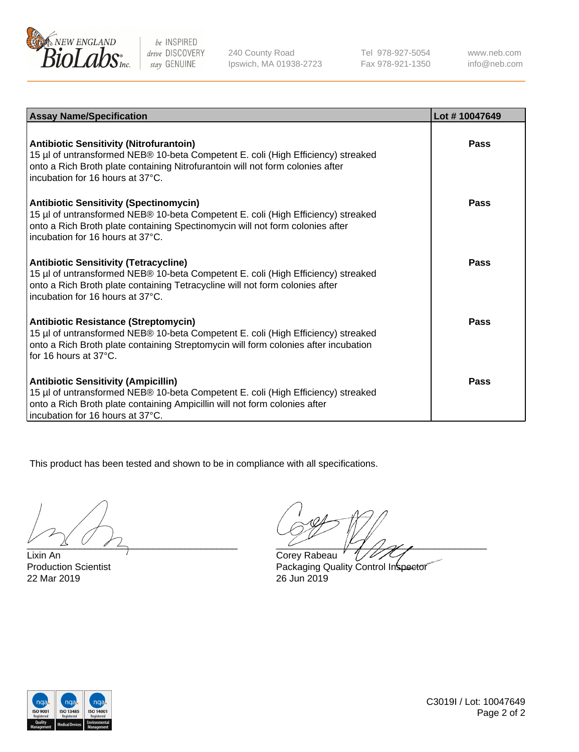| Assay Name/Specification | Lot # 10047649 |
|---|---|
| **Antibiotic Sensitivity (Nitrofurantoin)**<br>15 µl of untransformed NEB® 10-beta Competent E. coli (High Efficiency) streaked onto a Rich Broth plate containing Nitrofurantoin will not form colonies after incubation for 16 hours at 37°C. | **Pass** |
| **Antibiotic Sensitivity (Spectinomycin)**<br>15 µl of untransformed NEB® 10-beta Competent E. coli (High Efficiency) streaked onto a Rich Broth plate containing Spectinomycin will not form colonies after incubation for 16 hours at 37°C. | **Pass** |
| **Antibiotic Sensitivity (Tetracycline)**<br>15 µl of untransformed NEB® 10-beta Competent E. coli (High Efficiency) streaked onto a Rich Broth plate containing Tetracycline will not form colonies after incubation for 16 hours at 37°C. | **Pass** |
| **Antibiotic Resistance (Streptomycin)**<br>15 µl of untransformed NEB® 10-beta Competent E. coli (High Efficiency) streaked onto a Rich Broth plate containing Streptomycin will form colonies after incubation for 16 hours at 37°C. | **Pass** |
| **Antibiotic Sensitivity (Ampicillin)**<br>15 µl of untransformed NEB® 10-beta Competent E. coli (High Efficiency) streaked onto a Rich Broth plate containing Ampicillin will not form colonies after incubation for 16 hours at 37°C. | **Pass** |

This product has been tested and shown to be in compliance with all specifications.

Lixin An
Production Scientist
22 Mar 2019

Corey Rabeau
Packaging Quality Control Inspector
26 Jun 2019

C3019I / Lot: 10047649